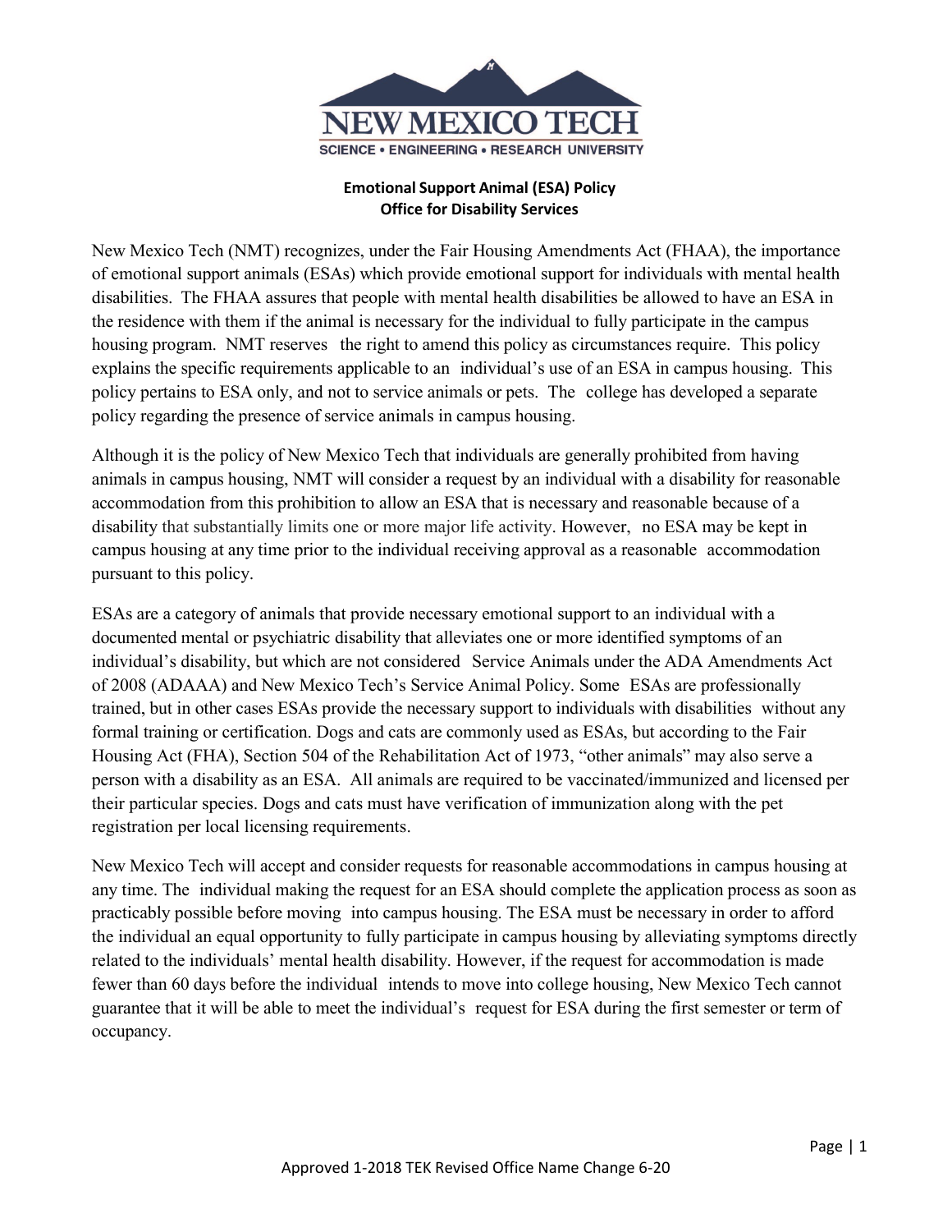**Emotional Support Animal (ESA) Policy**
**Office for Disability Services**

New Mexico Tech (NMT) recognizes, under the Fair Housing Amendments Act (FHAA), the importance of emotional support animals (ESAs) which provide emotional support for individuals with mental health disabilities. The FHAA assures that people with mental health disabilities be allowed to have an ESA in the residence with them if the animal is necessary for the individual to fully participate in the campus housing program. NMT reserves the right to amend this policy as circumstances require. This policy explains the specific requirements applicable to an individual's use of an ESA in campus housing. This policy pertains to ESA only, and not to service animals or pets. The college has developed a separate policy regarding the presence of service animals in campus housing.

Although it is the policy of New Mexico Tech that individuals are generally prohibited from having animals in campus housing, NMT will consider a request by an individual with a disability for reasonable accommodation from this prohibition to allow an ESA that is necessary and reasonable because of a disability that substantially limits one or more major life activity. However, no ESA may be kept in campus housing at any time prior to the individual receiving approval as a reasonable accommodation pursuant to this policy.

ESAs are a category of animals that provide necessary emotional support to an individual with a documented mental or psychiatric disability that alleviates one or more identified symptoms of an individual's disability, but which are not considered Service Animals under the ADA Amendments Act of 2008 (ADAAA) and New Mexico Tech's Service Animal Policy. Some ESAs are professionally trained, but in other cases ESAs provide the necessary support to individuals with disabilities without any formal training or certification. Dogs and cats are commonly used as ESAs, but according to the Fair Housing Act (FHA), Section 504 of the Rehabilitation Act of 1973, "other animals" may also serve a person with a disability as an ESA. All animals are required to be vaccinated/immunized and licensed per their particular species. Dogs and cats must have verification of immunization along with the pet registration per local licensing requirements.

New Mexico Tech will accept and consider requests for reasonable accommodations in campus housing at any time. The individual making the request for an ESA should complete the application process as soon as practicably possible before moving into campus housing. The ESA must be necessary in order to afford the individual an equal opportunity to fully participate in campus housing by alleviating symptoms directly related to the individuals' mental health disability. However, if the request for accommodation is made fewer than 60 days before the individual intends to move into college housing, New Mexico Tech cannot guarantee that it will be able to meet the individual's request for ESA during the first semester or term of occupancy.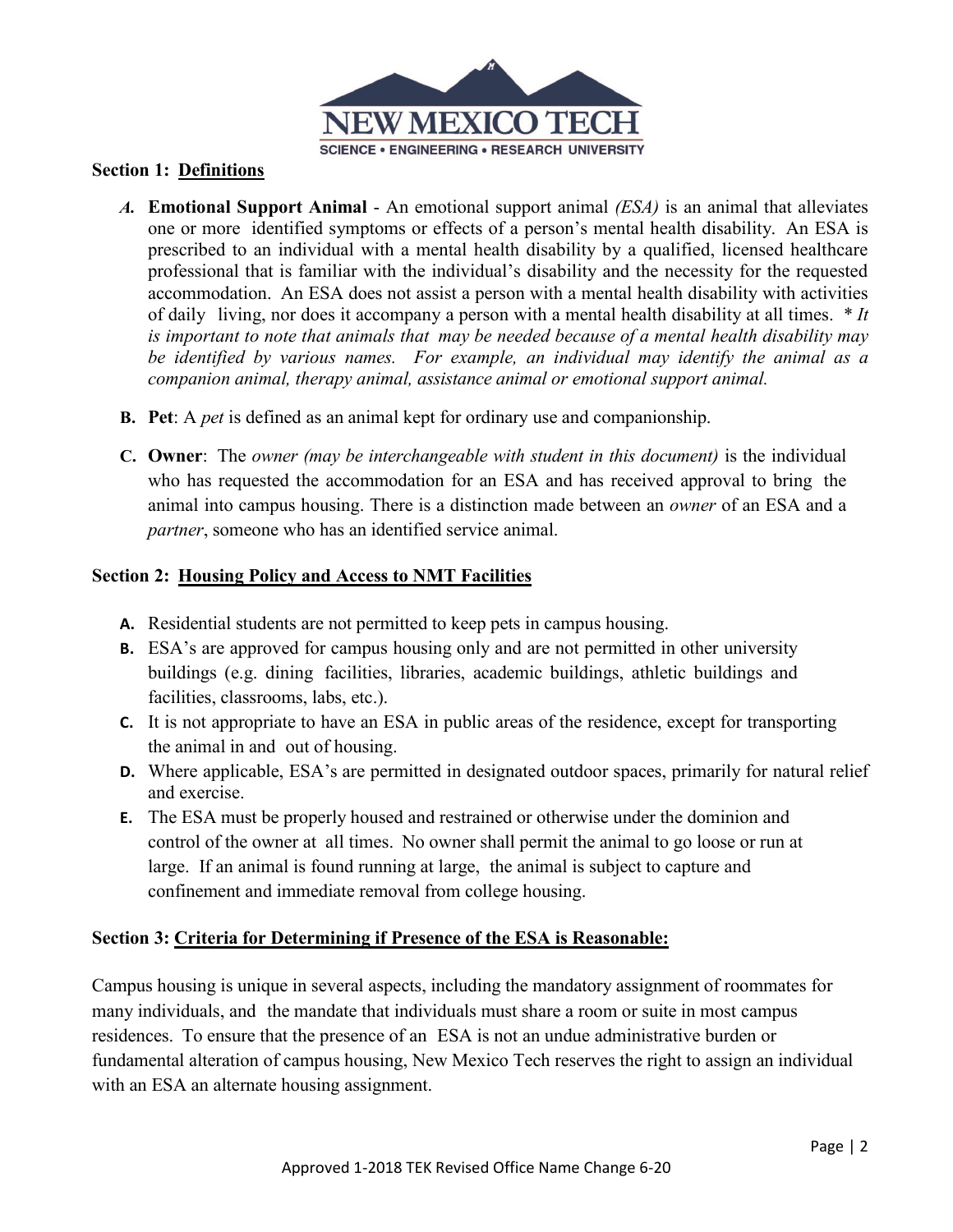## Section 1: Definitions

*A.* **Emotional Support Animal** - An emotional support animal *(ESA)* is an animal that alleviates one or more identified symptoms or effects of a person's mental health disability. An ESA is prescribed to an individual with a mental health disability by a qualified, licensed healthcare professional that is familiar with the individual's disability and the necessity for the requested accommodation. An ESA does not assist a person with a mental health disability with activities of daily living, nor does it accompany a person with a mental health disability at all times. *\* It is important to note that animals that may be needed because of a mental health disability may be identified by various names. For example, an individual may identify the animal as a companion animal, therapy animal, assistance animal or emotional support animal.*

**B. Pet**: A *pet* is defined as an animal kept for ordinary use and companionship.

**C. Owner**: The *owner (may be interchangeable with student in this document)* is the individual who has requested the accommodation for an ESA and has received approval to bring the animal into campus housing. There is a distinction made between an *owner* of an ESA and a *partner*, someone who has an identified service animal.

## Section 2: Housing Policy and Access to NMT Facilities

**A.** Residential students are not permitted to keep pets in campus housing.

**B.** ESA's are approved for campus housing only and are not permitted in other university buildings (e.g. dining facilities, libraries, academic buildings, athletic buildings and facilities, classrooms, labs, etc.).

**C.** It is not appropriate to have an ESA in public areas of the residence, except for transporting the animal in and out of housing.

**D.** Where applicable, ESA's are permitted in designated outdoor spaces, primarily for natural relief and exercise.

**E.** The ESA must be properly housed and restrained or otherwise under the dominion and control of the owner at all times. No owner shall permit the animal to go loose or run at large. If an animal is found running at large, the animal is subject to capture and confinement and immediate removal from college housing.

## Section 3: Criteria for Determining if Presence of the ESA is Reasonable:

Campus housing is unique in several aspects, including the mandatory assignment of roommates for many individuals, and the mandate that individuals must share a room or suite in most campus residences. To ensure that the presence of an ESA is not an undue administrative burden or fundamental alteration of campus housing, New Mexico Tech reserves the right to assign an individual with an ESA an alternate housing assignment.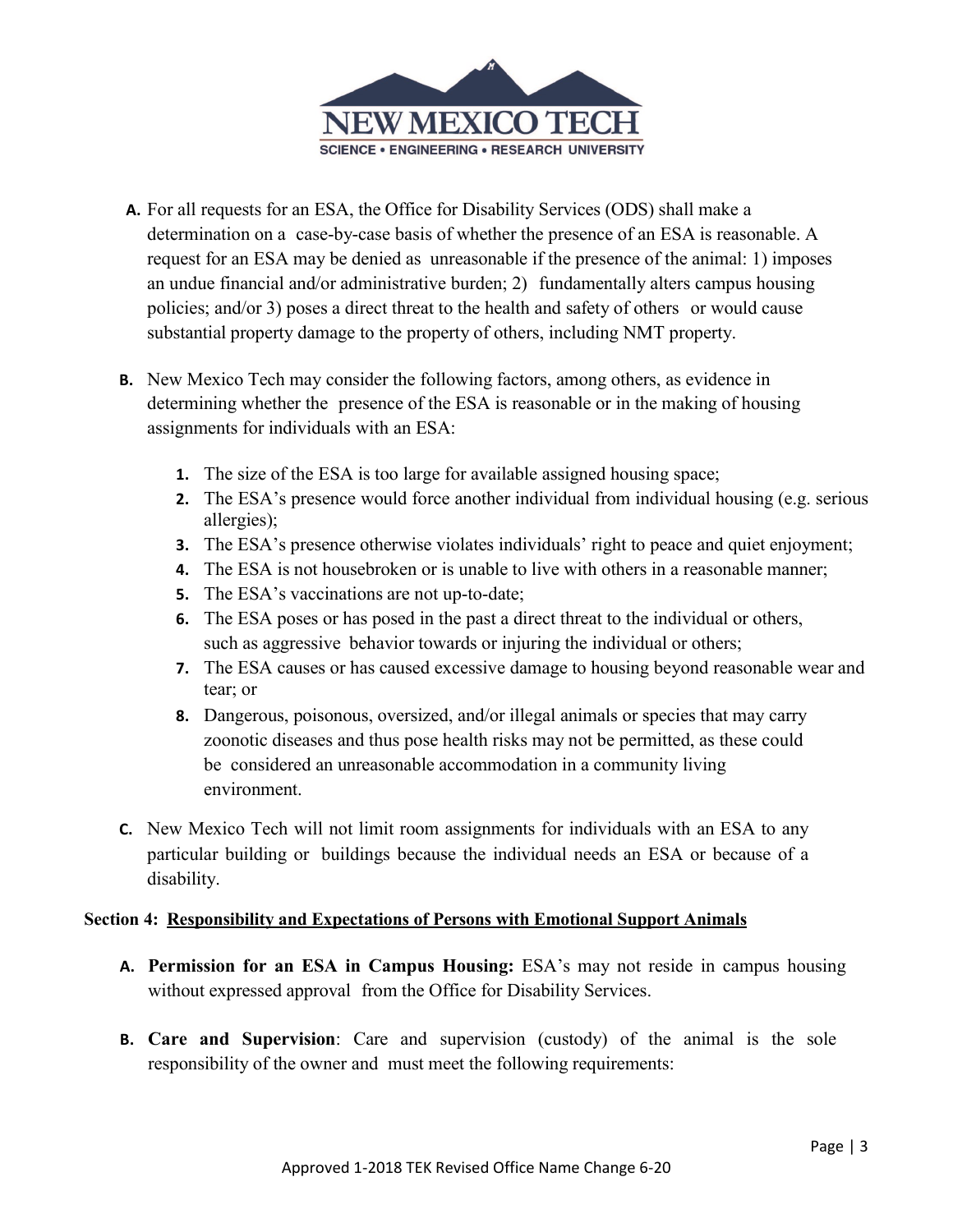A. For all requests for an ESA, the Office for Disability Services (ODS) shall make a determination on a case-by-case basis of whether the presence of an ESA is reasonable. A request for an ESA may be denied as unreasonable if the presence of the animal: 1) imposes an undue financial and/or administrative burden; 2) fundamentally alters campus housing policies; and/or 3) poses a direct threat to the health and safety of others or would cause substantial property damage to the property of others, including NMT property.

B. New Mexico Tech may consider the following factors, among others, as evidence in determining whether the presence of the ESA is reasonable or in the making of housing assignments for individuals with an ESA:

1. The size of the ESA is too large for available assigned housing space;
2. The ESA's presence would force another individual from individual housing (e.g. serious allergies);
3. The ESA's presence otherwise violates individuals' right to peace and quiet enjoyment;
4. The ESA is not housebroken or is unable to live with others in a reasonable manner;
5. The ESA's vaccinations are not up-to-date;
6. The ESA poses or has posed in the past a direct threat to the individual or others, such as aggressive behavior towards or injuring the individual or others;
7. The ESA causes or has caused excessive damage to housing beyond reasonable wear and tear; or
8. Dangerous, poisonous, oversized, and/or illegal animals or species that may carry zoonotic diseases and thus pose health risks may not be permitted, as these could be considered an unreasonable accommodation in a community living environment.

C. New Mexico Tech will not limit room assignments for individuals with an ESA to any particular building or buildings because the individual needs an ESA or because of a disability.

**Section 4: Responsibility and Expectations of Persons with Emotional Support Animals**

A. **Permission for an ESA in Campus Housing:** ESA's may not reside in campus housing without expressed approval from the Office for Disability Services.

B. **Care and Supervision**: Care and supervision (custody) of the animal is the sole responsibility of the owner and must meet the following requirements: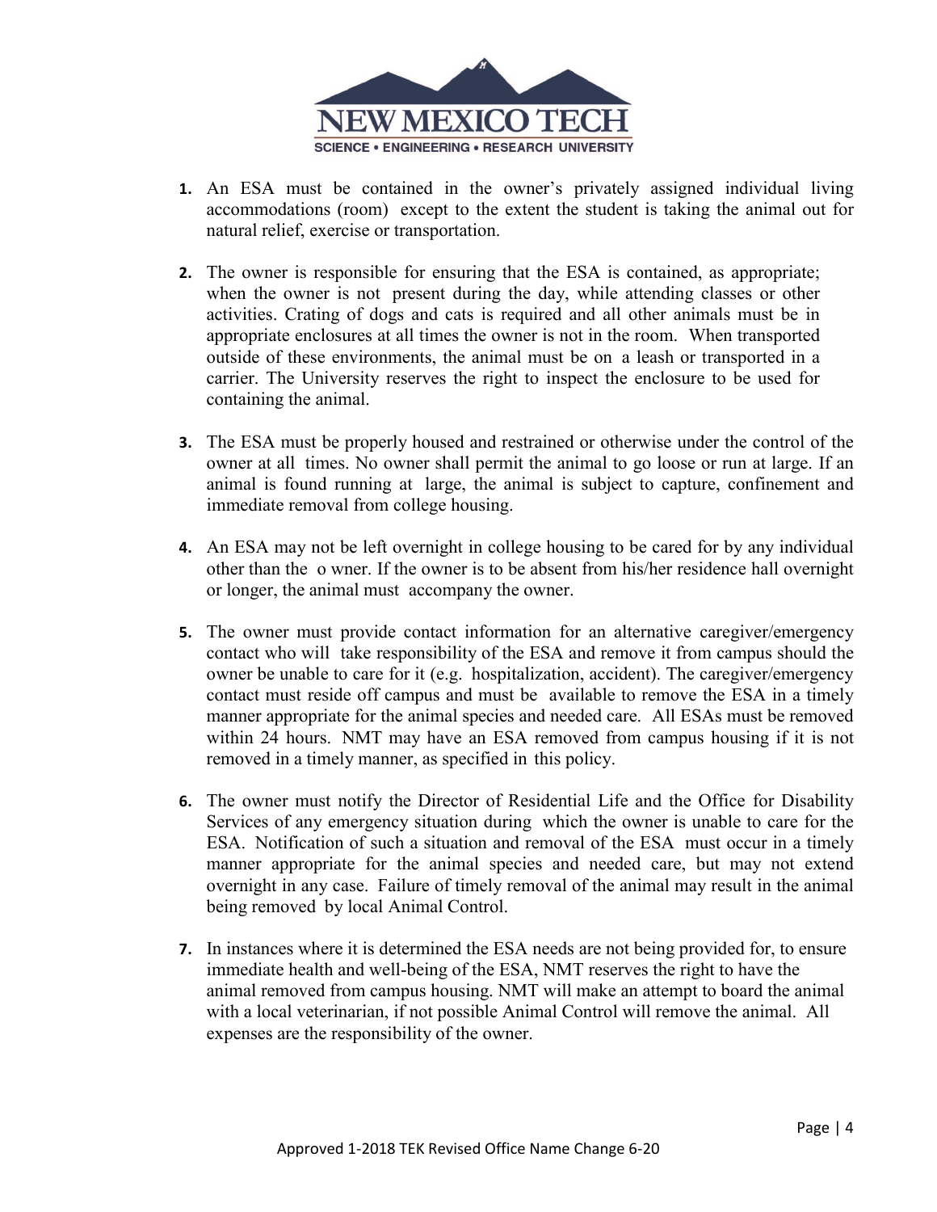1. An ESA must be contained in the owner's privately assigned individual living accommodations (room) except to the extent the student is taking the animal out for natural relief, exercise or transportation.

2. The owner is responsible for ensuring that the ESA is contained, as appropriate; when the owner is not present during the day, while attending classes or other activities. Crating of dogs and cats is required and all other animals must be in appropriate enclosures at all times the owner is not in the room. When transported outside of these environments, the animal must be on a leash or transported in a carrier. The University reserves the right to inspect the enclosure to be used for containing the animal.

3. The ESA must be properly housed and restrained or otherwise under the control of the owner at all times. No owner shall permit the animal to go loose or run at large. If an animal is found running at large, the animal is subject to capture, confinement and immediate removal from college housing.

4. An ESA may not be left overnight in college housing to be cared for by any individual other than the o wner. If the owner is to be absent from his/her residence hall overnight or longer, the animal must accompany the owner.

5. The owner must provide contact information for an alternative caregiver/emergency contact who will take responsibility of the ESA and remove it from campus should the owner be unable to care for it (e.g. hospitalization, accident). The caregiver/emergency contact must reside off campus and must be available to remove the ESA in a timely manner appropriate for the animal species and needed care. All ESAs must be removed within 24 hours. NMT may have an ESA removed from campus housing if it is not removed in a timely manner, as specified in this policy.

6. The owner must notify the Director of Residential Life and the Office for Disability Services of any emergency situation during which the owner is unable to care for the ESA. Notification of such a situation and removal of the ESA must occur in a timely manner appropriate for the animal species and needed care, but may not extend overnight in any case. Failure of timely removal of the animal may result in the animal being removed by local Animal Control.

7. In instances where it is determined the ESA needs are not being provided for, to ensure immediate health and well-being of the ESA, NMT reserves the right to have the animal removed from campus housing. NMT will make an attempt to board the animal with a local veterinarian, if not possible Animal Control will remove the animal. All expenses are the responsibility of the owner.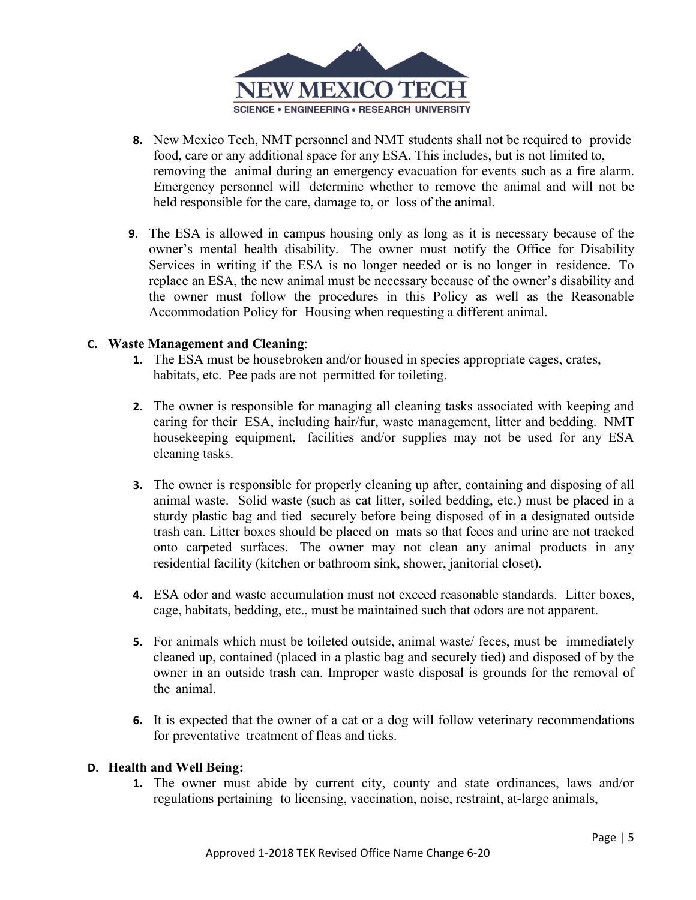8. New Mexico Tech, NMT personnel and NMT students shall not be required to provide food, care or any additional space for any ESA. This includes, but is not limited to, removing the animal during an emergency evacuation for events such as a fire alarm. Emergency personnel will determine whether to remove the animal and will not be held responsible for the care, damage to, or loss of the animal.

9. The ESA is allowed in campus housing only as long as it is necessary because of the owner's mental health disability. The owner must notify the Office for Disability Services in writing if the ESA is no longer needed or is no longer in residence. To replace an ESA, the new animal must be necessary because of the owner's disability and the owner must follow the procedures in this Policy as well as the Reasonable Accommodation Policy for Housing when requesting a different animal.

**C. Waste Management and Cleaning**:

1. The ESA must be housebroken and/or housed in species appropriate cages, crates, habitats, etc. Pee pads are not permitted for toileting.

2. The owner is responsible for managing all cleaning tasks associated with keeping and caring for their ESA, including hair/fur, waste management, litter and bedding. NMT housekeeping equipment, facilities and/or supplies may not be used for any ESA cleaning tasks.

3. The owner is responsible for properly cleaning up after, containing and disposing of all animal waste. Solid waste (such as cat litter, soiled bedding, etc.) must be placed in a sturdy plastic bag and tied securely before being disposed of in a designated outside trash can. Litter boxes should be placed on mats so that feces and urine are not tracked onto carpeted surfaces. The owner may not clean any animal products in any residential facility (kitchen or bathroom sink, shower, janitorial closet).

4. ESA odor and waste accumulation must not exceed reasonable standards. Litter boxes, cage, habitats, bedding, etc., must be maintained such that odors are not apparent.

5. For animals which must be toileted outside, animal waste/ feces, must be immediately cleaned up, contained (placed in a plastic bag and securely tied) and disposed of by the owner in an outside trash can. Improper waste disposal is grounds for the removal of the animal.

6. It is expected that the owner of a cat or a dog will follow veterinary recommendations for preventative treatment of fleas and ticks.

**D. Health and Well Being:**

1. The owner must abide by current city, county and state ordinances, laws and/or regulations pertaining to licensing, vaccination, noise, restraint, at-large animals,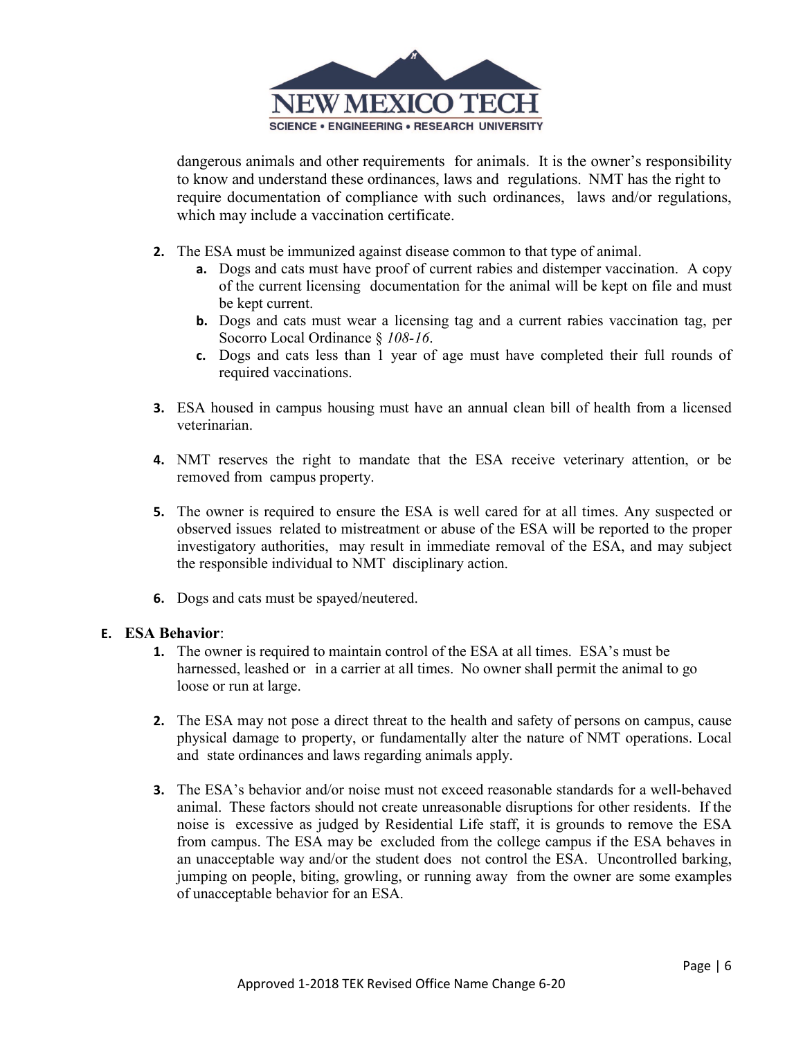dangerous animals and other requirements for animals. It is the owner's responsibility to know and understand these ordinances, laws and regulations. NMT has the right to require documentation of compliance with such ordinances, laws and/or regulations, which may include a vaccination certificate.

2. The ESA must be immunized against disease common to that type of animal.
   a. Dogs and cats must have proof of current rabies and distemper vaccination. A copy of the current licensing documentation for the animal will be kept on file and must be kept current.
   b. Dogs and cats must wear a licensing tag and a current rabies vaccination tag, per Socorro Local Ordinance § *108-16*.
   c. Dogs and cats less than 1 year of age must have completed their full rounds of required vaccinations.

3. ESA housed in campus housing must have an annual clean bill of health from a licensed veterinarian.

4. NMT reserves the right to mandate that the ESA receive veterinary attention, or be removed from campus property.

5. The owner is required to ensure the ESA is well cared for at all times. Any suspected or observed issues related to mistreatment or abuse of the ESA will be reported to the proper investigatory authorities, may result in immediate removal of the ESA, and may subject the responsible individual to NMT disciplinary action.

6. Dogs and cats must be spayed/neutered.

E. **ESA Behavior**:

1. The owner is required to maintain control of the ESA at all times. ESA's must be harnessed, leashed or in a carrier at all times. No owner shall permit the animal to go loose or run at large.

2. The ESA may not pose a direct threat to the health and safety of persons on campus, cause physical damage to property, or fundamentally alter the nature of NMT operations. Local and state ordinances and laws regarding animals apply.

3. The ESA's behavior and/or noise must not exceed reasonable standards for a well-behaved animal. These factors should not create unreasonable disruptions for other residents. If the noise is excessive as judged by Residential Life staff, it is grounds to remove the ESA from campus. The ESA may be excluded from the college campus if the ESA behaves in an unacceptable way and/or the student does not control the ESA. Uncontrolled barking, jumping on people, biting, growling, or running away from the owner are some examples of unacceptable behavior for an ESA.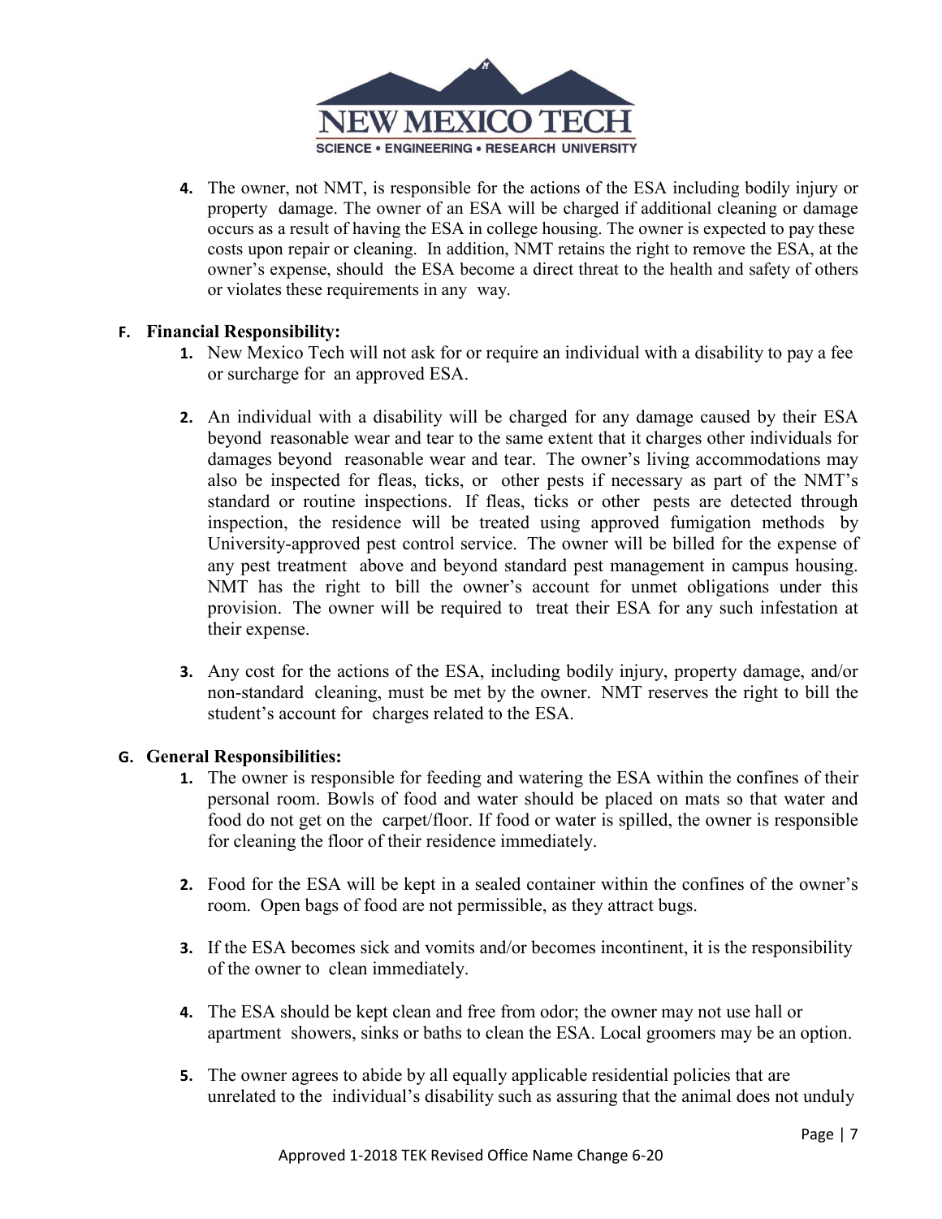4. The owner, not NMT, is responsible for the actions of the ESA including bodily injury or property damage. The owner of an ESA will be charged if additional cleaning or damage occurs as a result of having the ESA in college housing. The owner is expected to pay these costs upon repair or cleaning. In addition, NMT retains the right to remove the ESA, at the owner's expense, should the ESA become a direct threat to the health and safety of others or violates these requirements in any way.

**F. Financial Responsibility:**

1. New Mexico Tech will not ask for or require an individual with a disability to pay a fee or surcharge for an approved ESA.

2. An individual with a disability will be charged for any damage caused by their ESA beyond reasonable wear and tear to the same extent that it charges other individuals for damages beyond reasonable wear and tear. The owner's living accommodations may also be inspected for fleas, ticks, or other pests if necessary as part of the NMT's standard or routine inspections. If fleas, ticks or other pests are detected through inspection, the residence will be treated using approved fumigation methods by University-approved pest control service. The owner will be billed for the expense of any pest treatment above and beyond standard pest management in campus housing. NMT has the right to bill the owner's account for unmet obligations under this provision. The owner will be required to treat their ESA for any such infestation at their expense.

3. Any cost for the actions of the ESA, including bodily injury, property damage, and/or non-standard cleaning, must be met by the owner. NMT reserves the right to bill the student's account for charges related to the ESA.

**G. General Responsibilities:**

1. The owner is responsible for feeding and watering the ESA within the confines of their personal room. Bowls of food and water should be placed on mats so that water and food do not get on the carpet/floor. If food or water is spilled, the owner is responsible for cleaning the floor of their residence immediately.

2. Food for the ESA will be kept in a sealed container within the confines of the owner's room. Open bags of food are not permissible, as they attract bugs.

3. If the ESA becomes sick and vomits and/or becomes incontinent, it is the responsibility of the owner to clean immediately.

4. The ESA should be kept clean and free from odor; the owner may not use hall or apartment showers, sinks or baths to clean the ESA. Local groomers may be an option.

5. The owner agrees to abide by all equally applicable residential policies that are unrelated to the individual's disability such as assuring that the animal does not unduly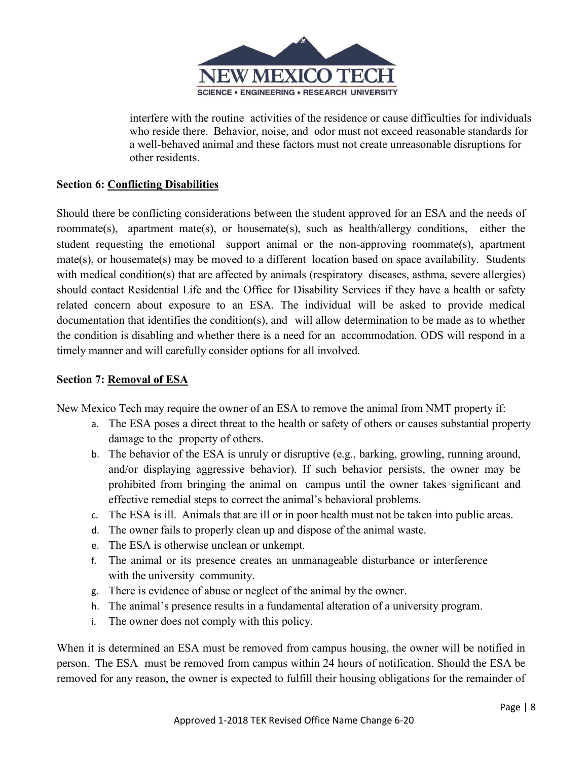interfere with the routine activities of the residence or cause difficulties for individuals who reside there. Behavior, noise, and odor must not exceed reasonable standards for a well-behaved animal and these factors must not create unreasonable disruptions for other residents.

**Section 6: Conflicting Disabilities**

Should there be conflicting considerations between the student approved for an ESA and the needs of roommate(s), apartment mate(s), or housemate(s), such as health/allergy conditions, either the student requesting the emotional support animal or the non-approving roommate(s), apartment mate(s), or housemate(s) may be moved to a different location based on space availability. Students with medical condition(s) that are affected by animals (respiratory diseases, asthma, severe allergies) should contact Residential Life and the Office for Disability Services if they have a health or safety related concern about exposure to an ESA. The individual will be asked to provide medical documentation that identifies the condition(s), and will allow determination to be made as to whether the condition is disabling and whether there is a need for an accommodation. ODS will respond in a timely manner and will carefully consider options for all involved.

**Section 7: Removal of ESA**

New Mexico Tech may require the owner of an ESA to remove the animal from NMT property if:

a. The ESA poses a direct threat to the health or safety of others or causes substantial property damage to the property of others.
b. The behavior of the ESA is unruly or disruptive (e.g., barking, growling, running around, and/or displaying aggressive behavior). If such behavior persists, the owner may be prohibited from bringing the animal on campus until the owner takes significant and effective remedial steps to correct the animal's behavioral problems.
c. The ESA is ill. Animals that are ill or in poor health must not be taken into public areas.
d. The owner fails to properly clean up and dispose of the animal waste.
e. The ESA is otherwise unclean or unkempt.
f. The animal or its presence creates an unmanageable disturbance or interference with the university community.
g. There is evidence of abuse or neglect of the animal by the owner.
h. The animal's presence results in a fundamental alteration of a university program.
i. The owner does not comply with this policy.

When it is determined an ESA must be removed from campus housing, the owner will be notified in person. The ESA must be removed from campus within 24 hours of notification. Should the ESA be removed for any reason, the owner is expected to fulfill their housing obligations for the remainder of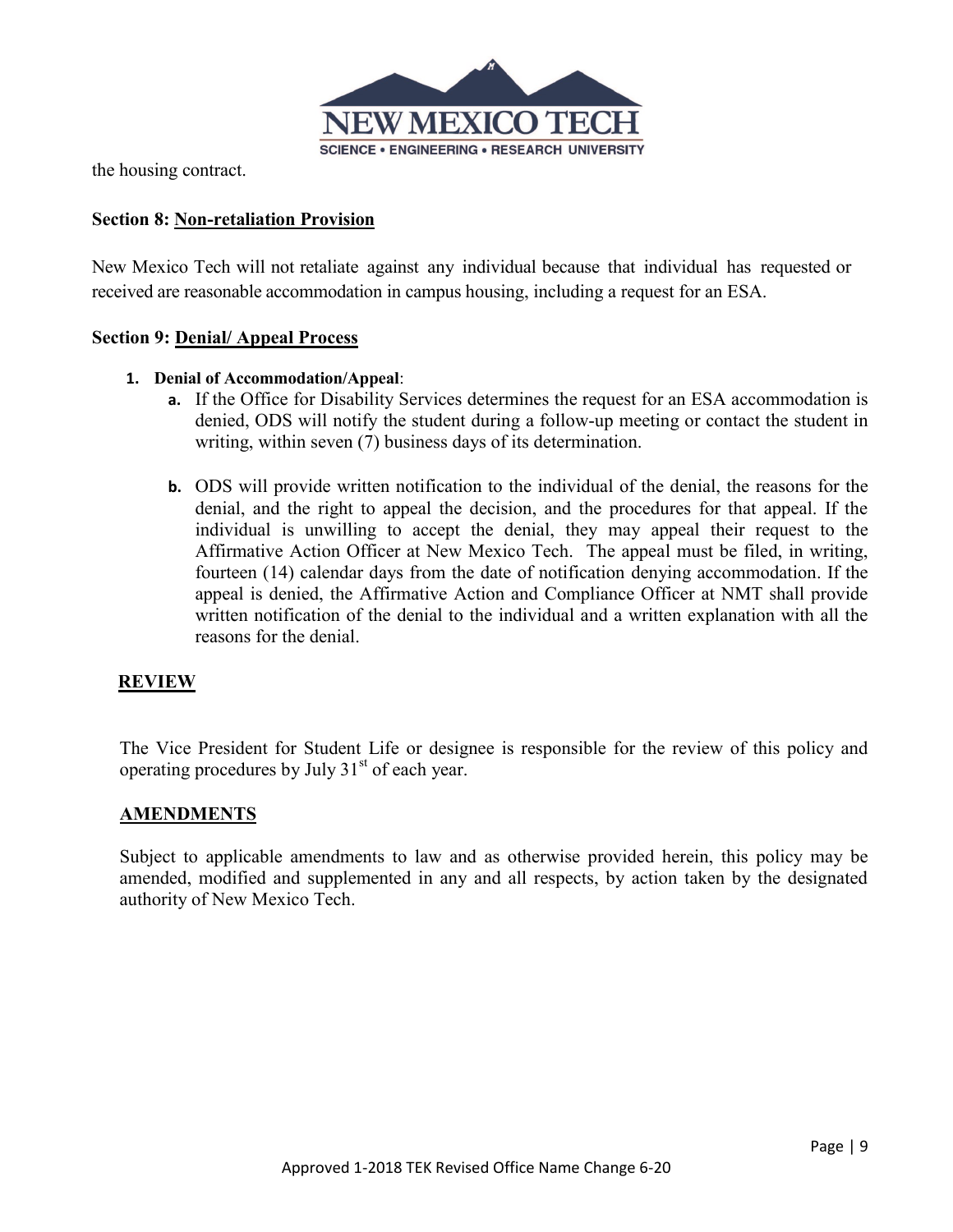the housing contract.

**Section 8: Non-retaliation Provision**

New Mexico Tech will not retaliate against any individual because that individual has requested or received are reasonable accommodation in campus housing, including a request for an ESA.

**Section 9: Denial/ Appeal Process**

1. **Denial of Accommodation/Appeal**:
   a. If the Office for Disability Services determines the request for an ESA accommodation is denied, ODS will notify the student during a follow-up meeting or contact the student in writing, within seven (7) business days of its determination.

   b. ODS will provide written notification to the individual of the denial, the reasons for the denial, and the right to appeal the decision, and the procedures for that appeal. If the individual is unwilling to accept the denial, they may appeal their request to the Affirmative Action Officer at New Mexico Tech. The appeal must be filed, in writing, fourteen (14) calendar days from the date of notification denying accommodation. If the appeal is denied, the Affirmative Action and Compliance Officer at NMT shall provide written notification of the denial to the individual and a written explanation with all the reasons for the denial.

## REVIEW

The Vice President for Student Life or designee is responsible for the review of this policy and operating procedures by July 31st of each year.

## AMENDMENTS

Subject to applicable amendments to law and as otherwise provided herein, this policy may be amended, modified and supplemented in any and all respects, by action taken by the designated authority of New Mexico Tech.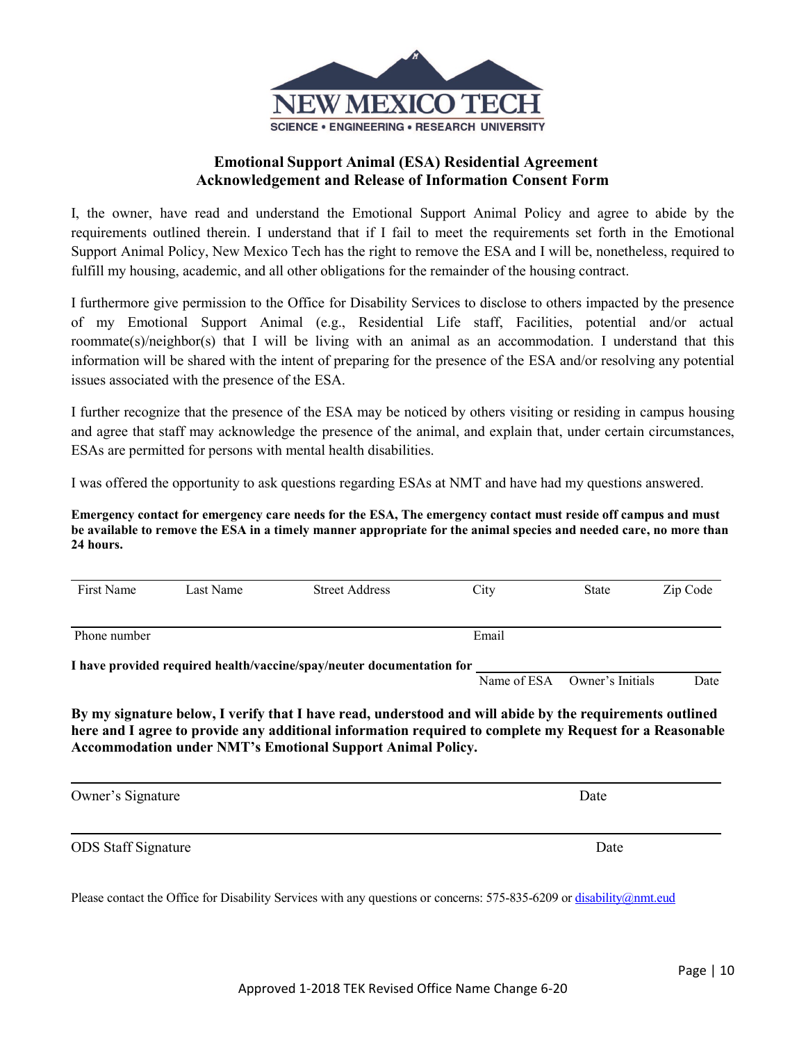NEW MEXICO TECH
SCIENCE • ENGINEERING • RESEARCH UNIVERSITY

## Emotional Support Animal (ESA) Residential Agreement
## Acknowledgement and Release of Information Consent Form

I, the owner, have read and understand the Emotional Support Animal Policy and agree to abide by the requirements outlined therein. I understand that if I fail to meet the requirements set forth in the Emotional Support Animal Policy, New Mexico Tech has the right to remove the ESA and I will be, nonetheless, required to fulfill my housing, academic, and all other obligations for the remainder of the housing contract.

I furthermore give permission to the Office for Disability Services to disclose to others impacted by the presence of my Emotional Support Animal (e.g., Residential Life staff, Facilities, potential and/or actual roommate(s)/neighbor(s) that I will be living with an animal as an accommodation. I understand that this information will be shared with the intent of preparing for the presence of the ESA and/or resolving any potential issues associated with the presence of the ESA.

I further recognize that the presence of the ESA may be noticed by others visiting or residing in campus housing and agree that staff may acknowledge the presence of the animal, and explain that, under certain circumstances, ESAs are permitted for persons with mental health disabilities.

I was offered the opportunity to ask questions regarding ESAs at NMT and have had my questions answered.

**Emergency contact for emergency care needs for the ESA, The emergency contact must reside off campus and must be available to remove the ESA in a timely manner appropriate for the animal species and needed care, no more than 24 hours.**

_______________________________________________________________________________

First Name    Last Name    Street Address    City    State    Zip Code

_______________________________________________________________________________

Phone number    Email

**I have provided required health/vaccine/spay/neuter documentation for** _______________________________

Name of ESA    Owner's Initials    Date

**By my signature below, I verify that I have read, understood and will abide by the requirements outlined here and I agree to provide any additional information required to complete my Request for a Reasonable Accommodation under NMT's Emotional Support Animal Policy.**

_______________________________________________________________________________

Owner's Signature    Date

_______________________________________________________________________________

ODS Staff Signature    Date

Please contact the Office for Disability Services with any questions or concerns: 575-835-6209 or disability@nmt.eud

Approved 1-2018 TEK Revised Office Name Change 6-20